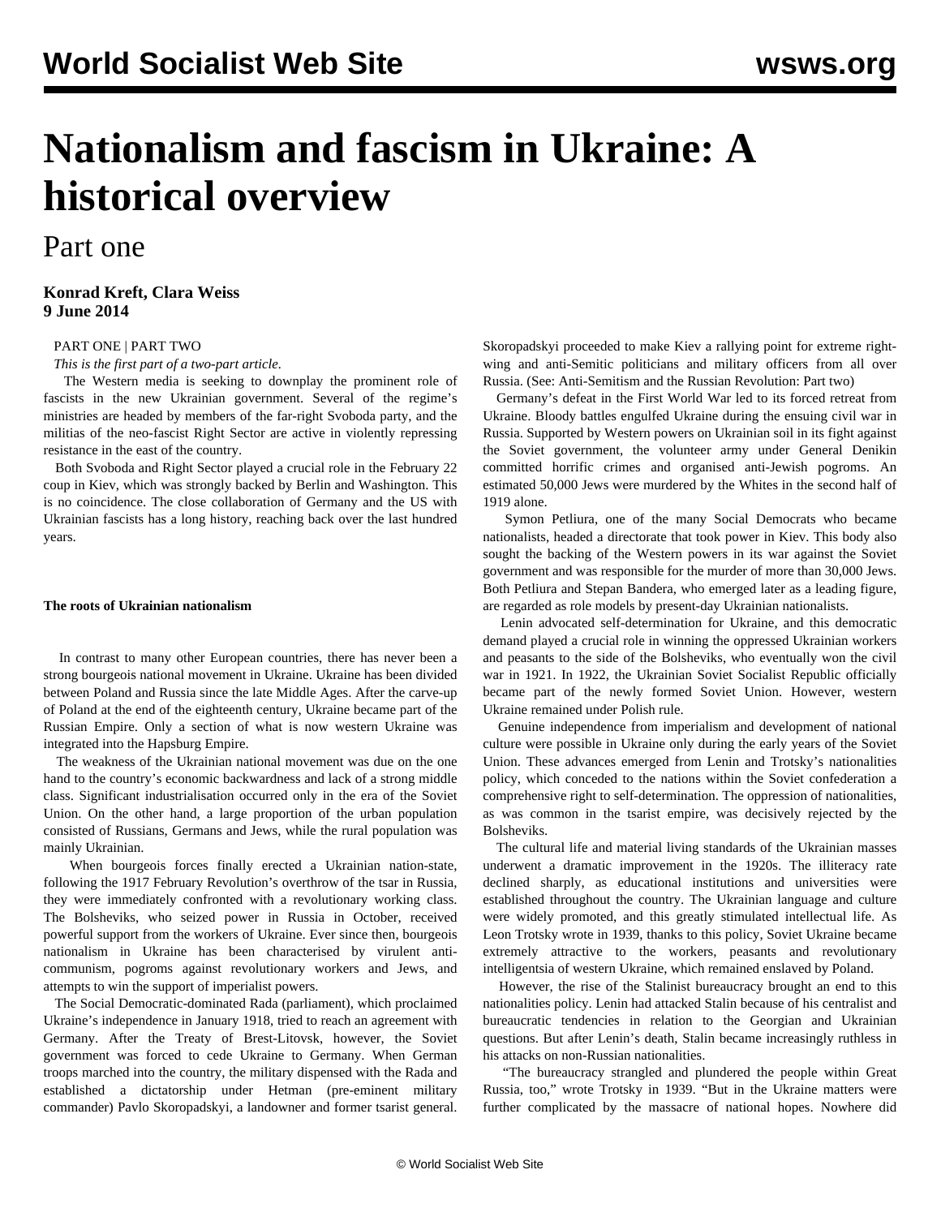# Nationalism and fascism in Ukraine: A historical overview

## Part one

**Konrad Kreft, Clara Weiss**
**9 June 2014**

PART ONE | PART TWO

*This is the first part of a two-part article.*

The Western media is seeking to downplay the prominent role of fascists in the new Ukrainian government. Several of the regime's ministries are headed by members of the far-right Svoboda party, and the militias of the neo-fascist Right Sector are active in violently repressing resistance in the east of the country.

Both Svoboda and Right Sector played a crucial role in the February 22 coup in Kiev, which was strongly backed by Berlin and Washington. This is no coincidence. The close collaboration of Germany and the US with Ukrainian fascists has a long history, reaching back over the last hundred years.

**The roots of Ukrainian nationalism**

In contrast to many other European countries, there has never been a strong bourgeois national movement in Ukraine. Ukraine has been divided between Poland and Russia since the late Middle Ages. After the carve-up of Poland at the end of the eighteenth century, Ukraine became part of the Russian Empire. Only a section of what is now western Ukraine was integrated into the Hapsburg Empire.

The weakness of the Ukrainian national movement was due on the one hand to the country's economic backwardness and lack of a strong middle class. Significant industrialisation occurred only in the era of the Soviet Union. On the other hand, a large proportion of the urban population consisted of Russians, Germans and Jews, while the rural population was mainly Ukrainian.

When bourgeois forces finally erected a Ukrainian nation-state, following the 1917 February Revolution's overthrow of the tsar in Russia, they were immediately confronted with a revolutionary working class. The Bolsheviks, who seized power in Russia in October, received powerful support from the workers of Ukraine. Ever since then, bourgeois nationalism in Ukraine has been characterised by virulent anti-communism, pogroms against revolutionary workers and Jews, and attempts to win the support of imperialist powers.

The Social Democratic-dominated Rada (parliament), which proclaimed Ukraine's independence in January 1918, tried to reach an agreement with Germany. After the Treaty of Brest-Litovsk, however, the Soviet government was forced to cede Ukraine to Germany. When German troops marched into the country, the military dispensed with the Rada and established a dictatorship under Hetman (pre-eminent military commander) Pavlo Skoropadskyi, a landowner and former tsarist general. Skoropadskyi proceeded to make Kiev a rallying point for extreme right-wing and anti-Semitic politicians and military officers from all over Russia. (See: Anti-Semitism and the Russian Revolution: Part two)

Germany's defeat in the First World War led to its forced retreat from Ukraine. Bloody battles engulfed Ukraine during the ensuing civil war in Russia. Supported by Western powers on Ukrainian soil in its fight against the Soviet government, the volunteer army under General Denikin committed horrific crimes and organised anti-Jewish pogroms. An estimated 50,000 Jews were murdered by the Whites in the second half of 1919 alone.

Symon Petliura, one of the many Social Democrats who became nationalists, headed a directorate that took power in Kiev. This body also sought the backing of the Western powers in its war against the Soviet government and was responsible for the murder of more than 30,000 Jews. Both Petliura and Stepan Bandera, who emerged later as a leading figure, are regarded as role models by present-day Ukrainian nationalists.

Lenin advocated self-determination for Ukraine, and this democratic demand played a crucial role in winning the oppressed Ukrainian workers and peasants to the side of the Bolsheviks, who eventually won the civil war in 1921. In 1922, the Ukrainian Soviet Socialist Republic officially became part of the newly formed Soviet Union. However, western Ukraine remained under Polish rule.

Genuine independence from imperialism and development of national culture were possible in Ukraine only during the early years of the Soviet Union. These advances emerged from Lenin and Trotsky's nationalities policy, which conceded to the nations within the Soviet confederation a comprehensive right to self-determination. The oppression of nationalities, as was common in the tsarist empire, was decisively rejected by the Bolsheviks.

The cultural life and material living standards of the Ukrainian masses underwent a dramatic improvement in the 1920s. The illiteracy rate declined sharply, as educational institutions and universities were established throughout the country. The Ukrainian language and culture were widely promoted, and this greatly stimulated intellectual life. As Leon Trotsky wrote in 1939, thanks to this policy, Soviet Ukraine became extremely attractive to the workers, peasants and revolutionary intelligentsia of western Ukraine, which remained enslaved by Poland.

However, the rise of the Stalinist bureaucracy brought an end to this nationalities policy. Lenin had attacked Stalin because of his centralist and bureaucratic tendencies in relation to the Georgian and Ukrainian questions. But after Lenin's death, Stalin became increasingly ruthless in his attacks on non-Russian nationalities.

"The bureaucracy strangled and plundered the people within Great Russia, too," wrote Trotsky in 1939. "But in the Ukraine matters were further complicated by the massacre of national hopes. Nowhere did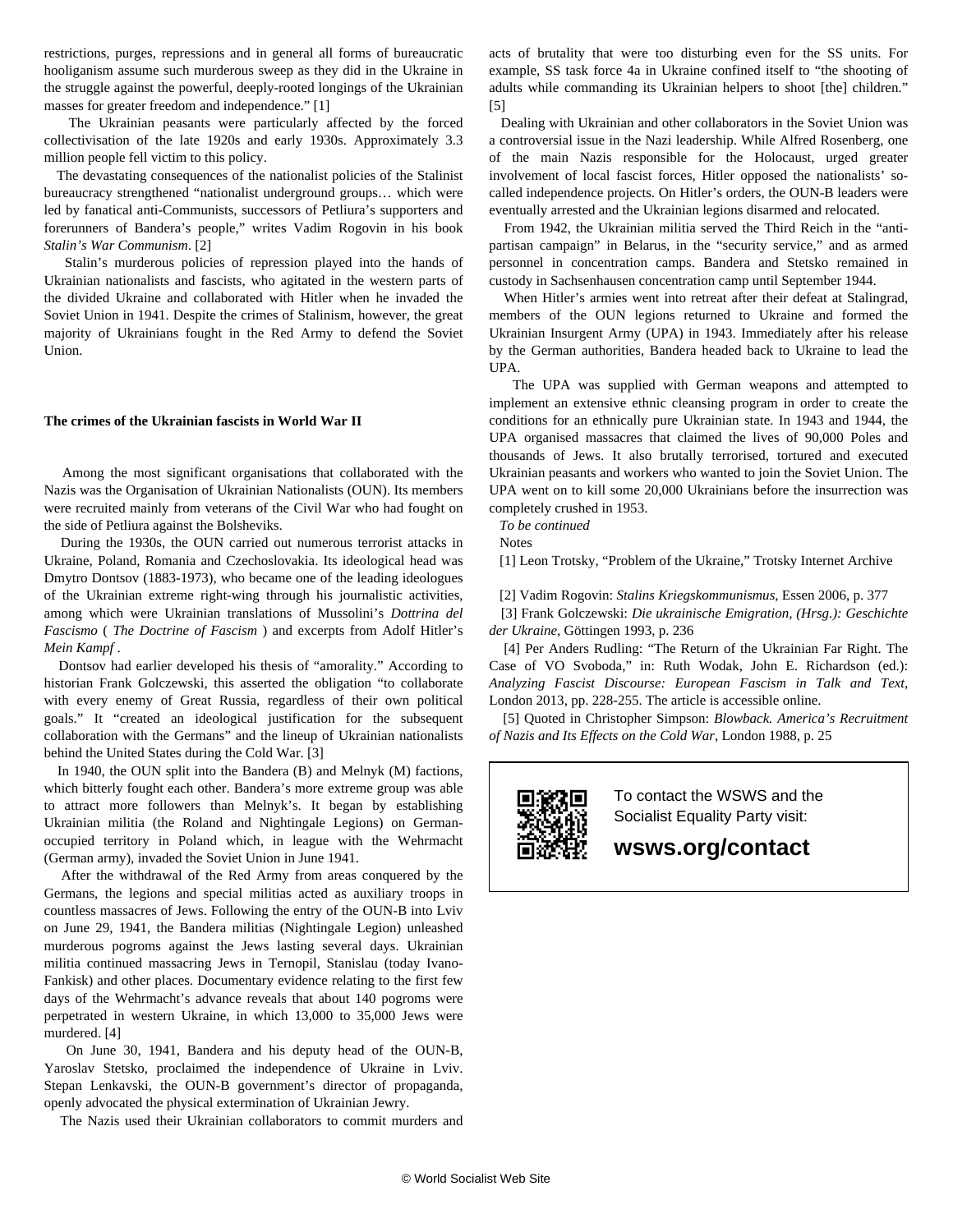restrictions, purges, repressions and in general all forms of bureaucratic hooliganism assume such murderous sweep as they did in the Ukraine in the struggle against the powerful, deeply-rooted longings of the Ukrainian masses for greater freedom and independence." [1]

The Ukrainian peasants were particularly affected by the forced collectivisation of the late 1920s and early 1930s. Approximately 3.3 million people fell victim to this policy.

The devastating consequences of the nationalist policies of the Stalinist bureaucracy strengthened "nationalist underground groups… which were led by fanatical anti-Communists, successors of Petliura's supporters and forerunners of Bandera's people," writes Vadim Rogovin in his book *Stalin's War Communism*. [2]

Stalin's murderous policies of repression played into the hands of Ukrainian nationalists and fascists, who agitated in the western parts of the divided Ukraine and collaborated with Hitler when he invaded the Soviet Union in 1941. Despite the crimes of Stalinism, however, the great majority of Ukrainians fought in the Red Army to defend the Soviet Union.

**The crimes of the Ukrainian fascists in World War II**

Among the most significant organisations that collaborated with the Nazis was the Organisation of Ukrainian Nationalists (OUN). Its members were recruited mainly from veterans of the Civil War who had fought on the side of Petliura against the Bolsheviks.

During the 1930s, the OUN carried out numerous terrorist attacks in Ukraine, Poland, Romania and Czechoslovakia. Its ideological head was Dmytro Dontsov (1883-1973), who became one of the leading ideologues of the Ukrainian extreme right-wing through his journalistic activities, among which were Ukrainian translations of Mussolini's *Dottrina del Fascismo* ( *The Doctrine of Fascism* ) and excerpts from Adolf Hitler's *Mein Kampf* .

Dontsov had earlier developed his thesis of "amorality." According to historian Frank Golczewski, this asserted the obligation "to collaborate with every enemy of Great Russia, regardless of their own political goals." It "created an ideological justification for the subsequent collaboration with the Germans" and the lineup of Ukrainian nationalists behind the United States during the Cold War. [3]

In 1940, the OUN split into the Bandera (B) and Melnyk (M) factions, which bitterly fought each other. Bandera's more extreme group was able to attract more followers than Melnyk's. It began by establishing Ukrainian militia (the Roland and Nightingale Legions) on German-occupied territory in Poland which, in league with the Wehrmacht (German army), invaded the Soviet Union in June 1941.

After the withdrawal of the Red Army from areas conquered by the Germans, the legions and special militias acted as auxiliary troops in countless massacres of Jews. Following the entry of the OUN-B into Lviv on June 29, 1941, the Bandera militias (Nightingale Legion) unleashed murderous pogroms against the Jews lasting several days. Ukrainian militia continued massacring Jews in Ternopil, Stanislau (today Ivano-Fankisk) and other places. Documentary evidence relating to the first few days of the Wehrmacht's advance reveals that about 140 pogroms were perpetrated in western Ukraine, in which 13,000 to 35,000 Jews were murdered. [4]

On June 30, 1941, Bandera and his deputy head of the OUN-B, Yaroslav Stetsko, proclaimed the independence of Ukraine in Lviv. Stepan Lenkavski, the OUN-B government's director of propaganda, openly advocated the physical extermination of Ukrainian Jewry.

The Nazis used their Ukrainian collaborators to commit murders and acts of brutality that were too disturbing even for the SS units. For example, SS task force 4a in Ukraine confined itself to "the shooting of adults while commanding its Ukrainian helpers to shoot [the] children." [5]

Dealing with Ukrainian and other collaborators in the Soviet Union was a controversial issue in the Nazi leadership. While Alfred Rosenberg, one of the main Nazis responsible for the Holocaust, urged greater involvement of local fascist forces, Hitler opposed the nationalists' so-called independence projects. On Hitler's orders, the OUN-B leaders were eventually arrested and the Ukrainian legions disarmed and relocated.

From 1942, the Ukrainian militia served the Third Reich in the "anti-partisan campaign" in Belarus, in the "security service," and as armed personnel in concentration camps. Bandera and Stetsko remained in custody in Sachsenhausen concentration camp until September 1944.

When Hitler's armies went into retreat after their defeat at Stalingrad, members of the OUN legions returned to Ukraine and formed the Ukrainian Insurgent Army (UPA) in 1943. Immediately after his release by the German authorities, Bandera headed back to Ukraine to lead the UPA.

The UPA was supplied with German weapons and attempted to implement an extensive ethnic cleansing program in order to create the conditions for an ethnically pure Ukrainian state. In 1943 and 1944, the UPA organised massacres that claimed the lives of 90,000 Poles and thousands of Jews. It also brutally terrorised, tortured and executed Ukrainian peasants and workers who wanted to join the Soviet Union. The UPA went on to kill some 20,000 Ukrainians before the insurrection was completely crushed in 1953.

*To be continued*

Notes

[1] Leon Trotsky, "Problem of the Ukraine," Trotsky Internet Archive

[2] Vadim Rogovin: *Stalins Kriegskommunismus*, Essen 2006, p. 377

[3] Frank Golczewski: *Die ukrainische Emigration, (Hrsg.): Geschichte der Ukraine*, Göttingen 1993, p. 236

[4] Per Anders Rudling: "The Return of the Ukrainian Far Right. The Case of VO Svoboda," in: Ruth Wodak, John E. Richardson (ed.): *Analyzing Fascist Discourse: European Fascism in Talk and Text*, London 2013, pp. 228-255. The article is accessible online.

[5] Quoted in Christopher Simpson: *Blowback. America's Recruitment of Nazis and Its Effects on the Cold War*, London 1988, p. 25

To contact the WSWS and the Socialist Equality Party visit:

**wsws.org/contact**